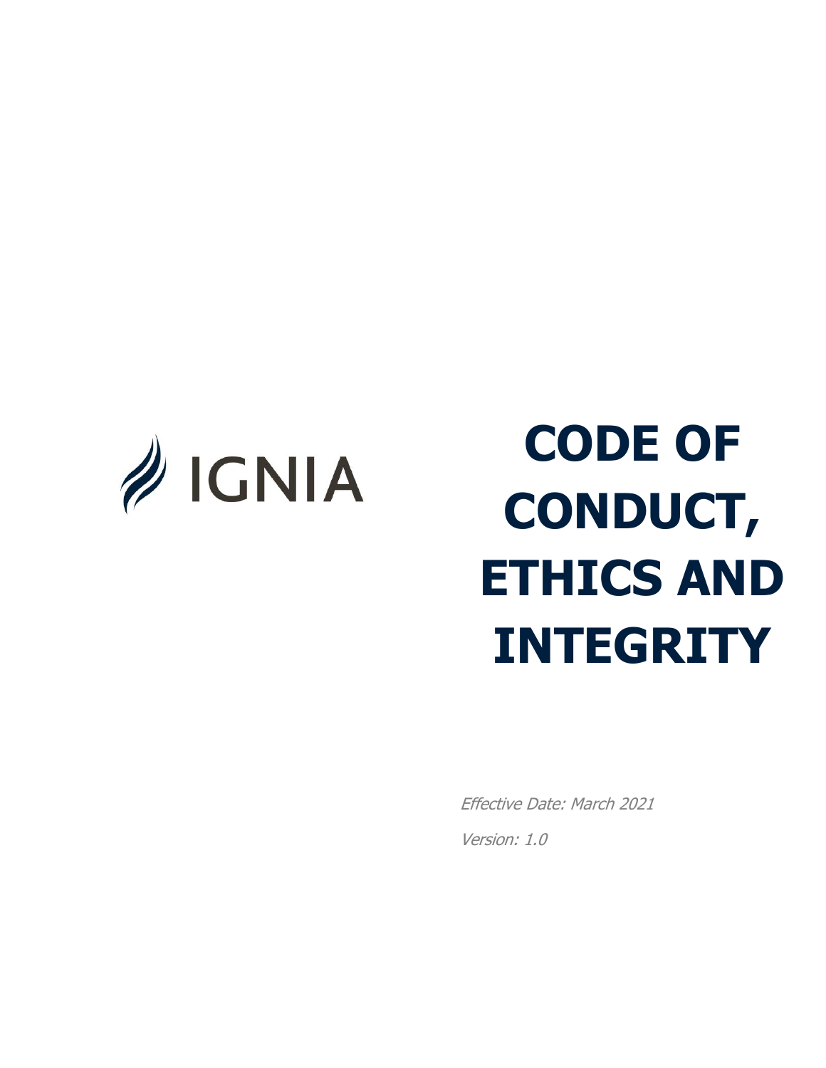IGNIA

# CODE OF CONDUCT, ETHICS AND INTEGRITY

*Effective Date: March 2021*

*Version: 1.0*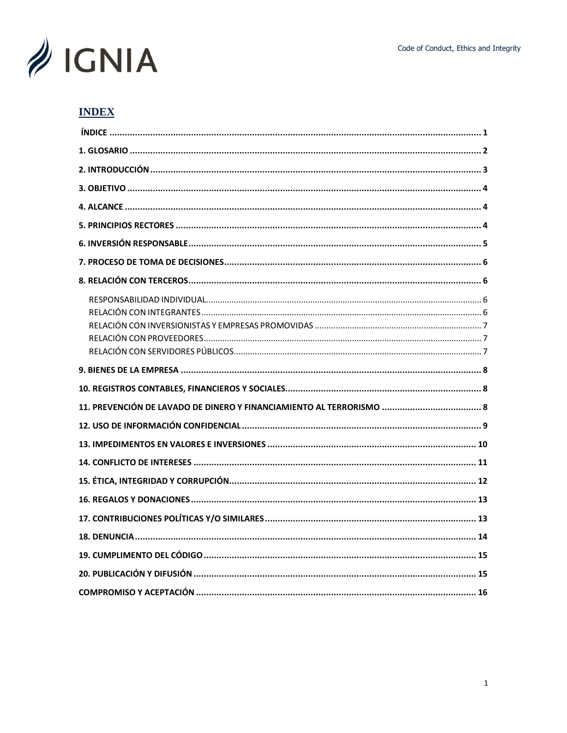## INDEX

- ÍNDICE ..... 1
- 1. GLOSARIO ..... 2
- 2. INTRODUCCIÓN ..... 3
- 3. OBJETIVO ..... 4
- 4. ALCANCE ..... 4
- 5. PRINCIPIOS RECTORES ..... 4
- 6. INVERSIÓN RESPONSABLE ..... 5
- 7. PROCESO DE TOMA DE DECISIONES ..... 6
- 8. RELACIÓN CON TERCEROS ..... 6
  - RESPONSABILIDAD INDIVIDUAL ..... 6
  - RELACIÓN CON INTEGRANTES ..... 6
  - RELACIÓN CON INVERSIONISTAS Y EMPRESAS PROMOVIDAS ..... 7
  - RELACIÓN CON PROVEEDORES ..... 7
  - RELACIÓN CON SERVIDORES PÚBLICOS ..... 7
- 9. BIENES DE LA EMPRESA ..... 8
- 10. REGISTROS CONTABLES, FINANCIEROS Y SOCIALES ..... 8
- 11. PREVENCIÓN DE LAVADO DE DINERO Y FINANCIAMIENTO AL TERRORISMO ..... 8
- 12. USO DE INFORMACIÓN CONFIDENCIAL ..... 9
- 13. IMPEDIMENTOS EN VALORES E INVERSIONES ..... 10
- 14. CONFLICTO DE INTERESES ..... 11
- 15. ÉTICA, INTEGRIDAD Y CORRUPCIÓN ..... 12
- 16. REGALOS Y DONACIONES ..... 13
- 17. CONTRIBUCIONES POLÍTICAS Y/O SIMILARES ..... 13
- 18. DENUNCIA ..... 14
- 19. CUMPLIMENTO DEL CÓDIGO ..... 15
- 20. PUBLICACIÓN Y DIFUSIÓN ..... 15
- COMPROMISO Y ACEPTACIÓN ..... 16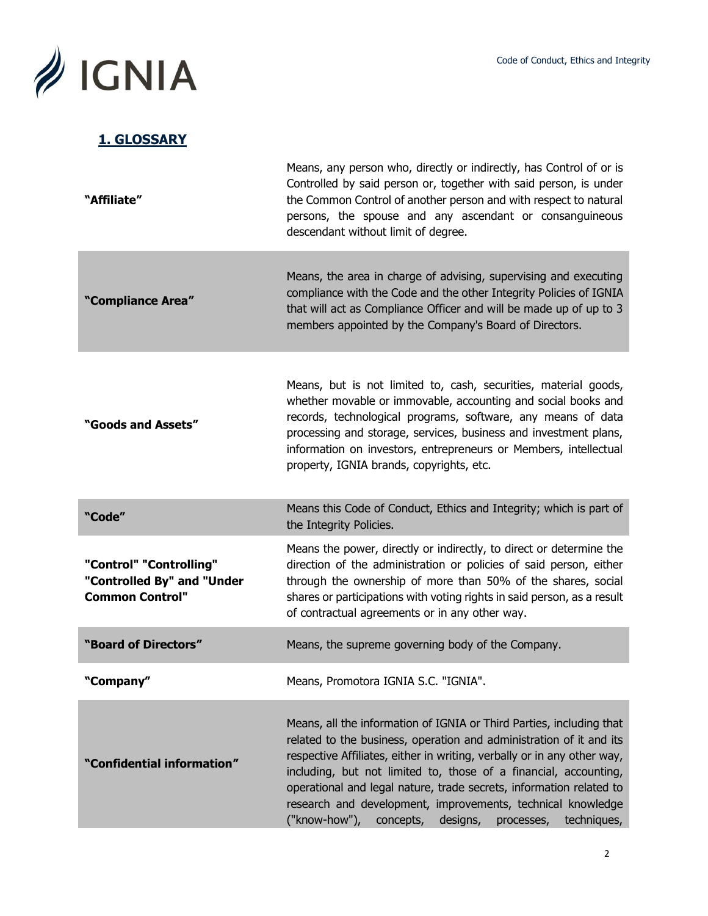## 1. GLOSSARY

| Term | Definition |
|---|---|
| **"Affiliate"** | Means, any person who, directly or indirectly, has Control of or is Controlled by said person or, together with said person, is under the Common Control of another person and with respect to natural persons, the spouse and any ascendant or consanguineous descendant without limit of degree. |
| **"Compliance Area"** | Means, the area in charge of advising, supervising and executing compliance with the Code and the other Integrity Policies of IGNIA that will act as Compliance Officer and will be made up of up to 3 members appointed by the Company's Board of Directors. |
| **"Goods and Assets"** | Means, but is not limited to, cash, securities, material goods, whether movable or immovable, accounting and social books and records, technological programs, software, any means of data processing and storage, services, business and investment plans, information on investors, entrepreneurs or Members, intellectual property, IGNIA brands, copyrights, etc. |
| **"Code"** | Means this Code of Conduct, Ethics and Integrity; which is part of the Integrity Policies. |
| **"Control" "Controlling" "Controlled By" and "Under Common Control"** | Means the power, directly or indirectly, to direct or determine the direction of the administration or policies of said person, either through the ownership of more than 50% of the shares, social shares or participations with voting rights in said person, as a result of contractual agreements or in any other way. |
| **"Board of Directors"** | Means, the supreme governing body of the Company. |
| **"Company"** | Means, Promotora IGNIA S.C. "IGNIA". |
| **"Confidential information"** | Means, all the information of IGNIA or Third Parties, including that related to the business, operation and administration of it and its respective Affiliates, either in writing, verbally or in any other way, including, but not limited to, those of a financial, accounting, operational and legal nature, trade secrets, information related to research and development, improvements, technical knowledge ("know-how"), concepts, designs, processes, techniques, |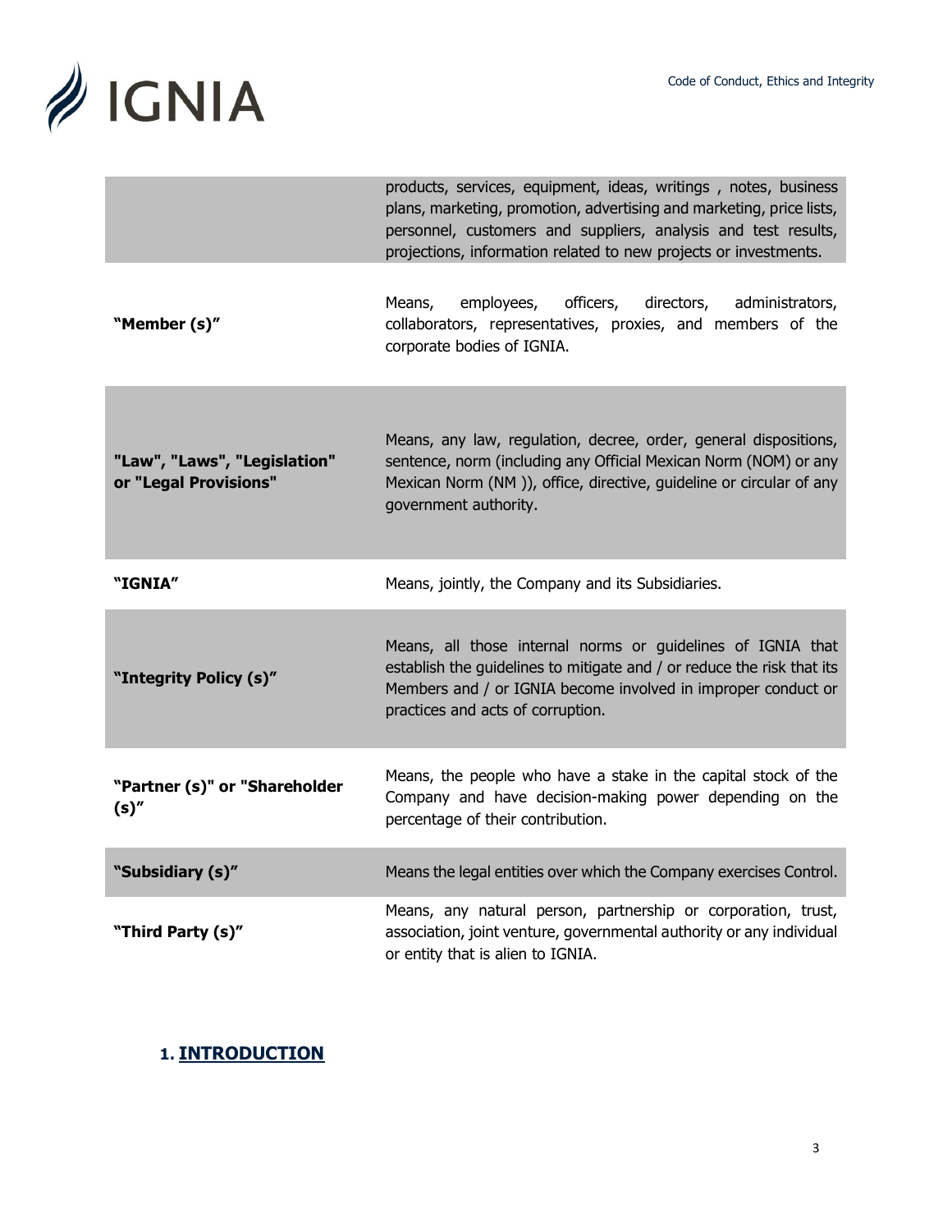| | |
|---|---|
| | products, services, equipment, ideas, writings , notes, business plans, marketing, promotion, advertising and marketing, price lists, personnel, customers and suppliers, analysis and test results, projections, information related to new projects or investments. |
| **"Member (s)"** | Means, employees, officers, directors, administrators, collaborators, representatives, proxies, and members of the corporate bodies of IGNIA. |
| **"Law", "Laws", "Legislation" or "Legal Provisions"** | Means, any law, regulation, decree, order, general dispositions, sentence, norm (including any Official Mexican Norm (NOM) or any Mexican Norm (NM )), office, directive, guideline or circular of any government authority. |
| **"IGNIA"** | Means, jointly, the Company and its Subsidiaries. |
| **"Integrity Policy (s)"** | Means, all those internal norms or guidelines of IGNIA that establish the guidelines to mitigate and / or reduce the risk that its Members and / or IGNIA become involved in improper conduct or practices and acts of corruption. |
| **"Partner (s)" or "Shareholder (s)"** | Means, the people who have a stake in the capital stock of the Company and have decision-making power depending on the percentage of their contribution. |
| **"Subsidiary (s)"** | Means the legal entities over which the Company exercises Control. |
| **"Third Party (s)"** | Means, any natural person, partnership or corporation, trust, association, joint venture, governmental authority or any individual or entity that is alien to IGNIA. |

## 1. INTRODUCTION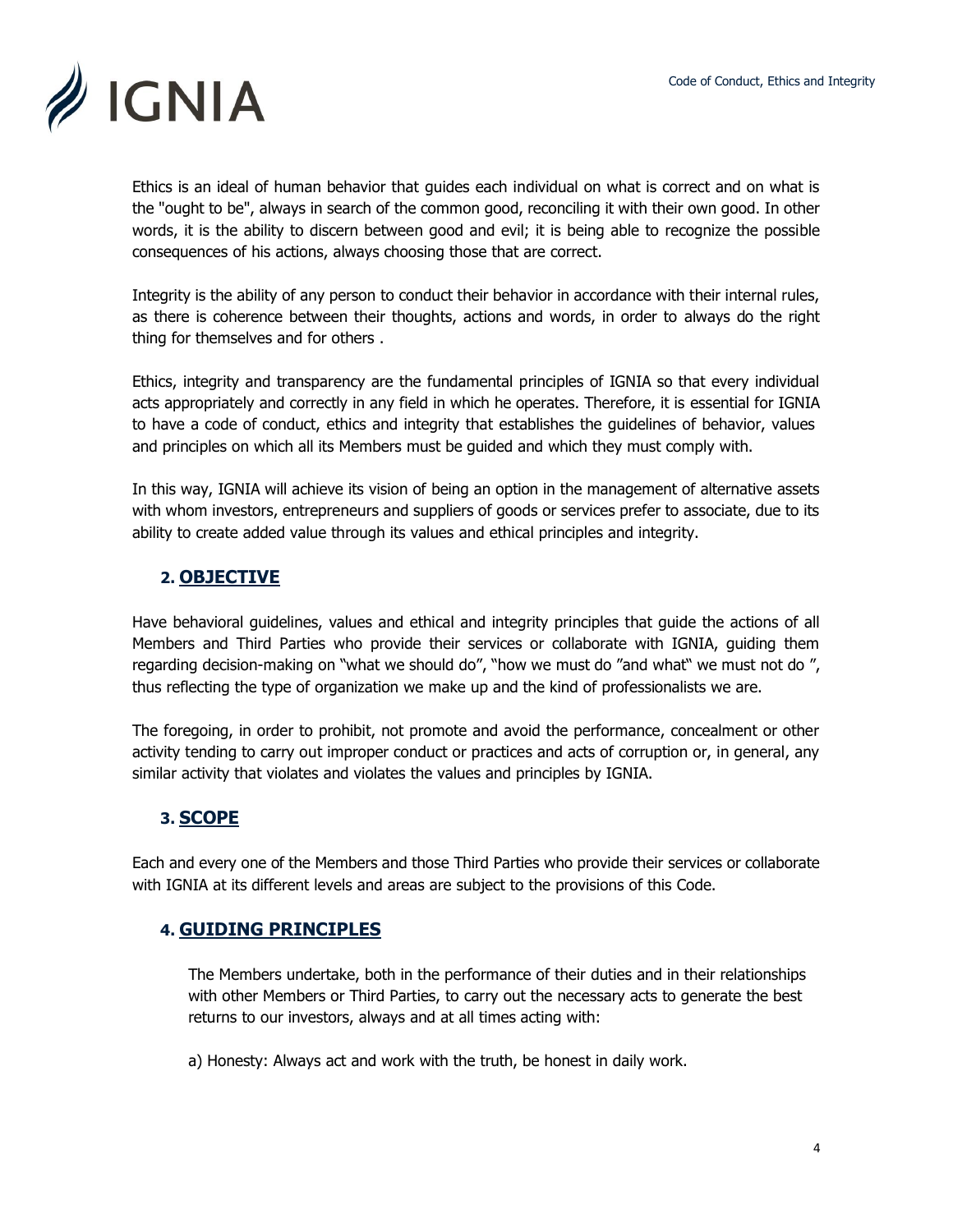Ethics is an ideal of human behavior that guides each individual on what is correct and on what is the "ought to be", always in search of the common good, reconciling it with their own good. In other words, it is the ability to discern between good and evil; it is being able to recognize the possible consequences of his actions, always choosing those that are correct.

Integrity is the ability of any person to conduct their behavior in accordance with their internal rules, as there is coherence between their thoughts, actions and words, in order to always do the right thing for themselves and for others .

Ethics, integrity and transparency are the fundamental principles of IGNIA so that every individual acts appropriately and correctly in any field in which he operates. Therefore, it is essential for IGNIA to have a code of conduct, ethics and integrity that establishes the guidelines of behavior, values and principles on which all its Members must be guided and which they must comply with.

In this way, IGNIA will achieve its vision of being an option in the management of alternative assets with whom investors, entrepreneurs and suppliers of goods or services prefer to associate, due to its ability to create added value through its values and ethical principles and integrity.

## 2. OBJECTIVE

Have behavioral guidelines, values and ethical and integrity principles that guide the actions of all Members and Third Parties who provide their services or collaborate with IGNIA, guiding them regarding decision-making on "what we should do", "how we must do "and what" we must not do ", thus reflecting the type of organization we make up and the kind of professionalists we are.

The foregoing, in order to prohibit, not promote and avoid the performance, concealment or other activity tending to carry out improper conduct or practices and acts of corruption or, in general, any similar activity that violates and violates the values and principles by IGNIA.

## 3. SCOPE

Each and every one of the Members and those Third Parties who provide their services or collaborate with IGNIA at its different levels and areas are subject to the provisions of this Code.

## 4. GUIDING PRINCIPLES

The Members undertake, both in the performance of their duties and in their relationships with other Members or Third Parties, to carry out the necessary acts to generate the best returns to our investors, always and at all times acting with:

a) Honesty: Always act and work with the truth, be honest in daily work.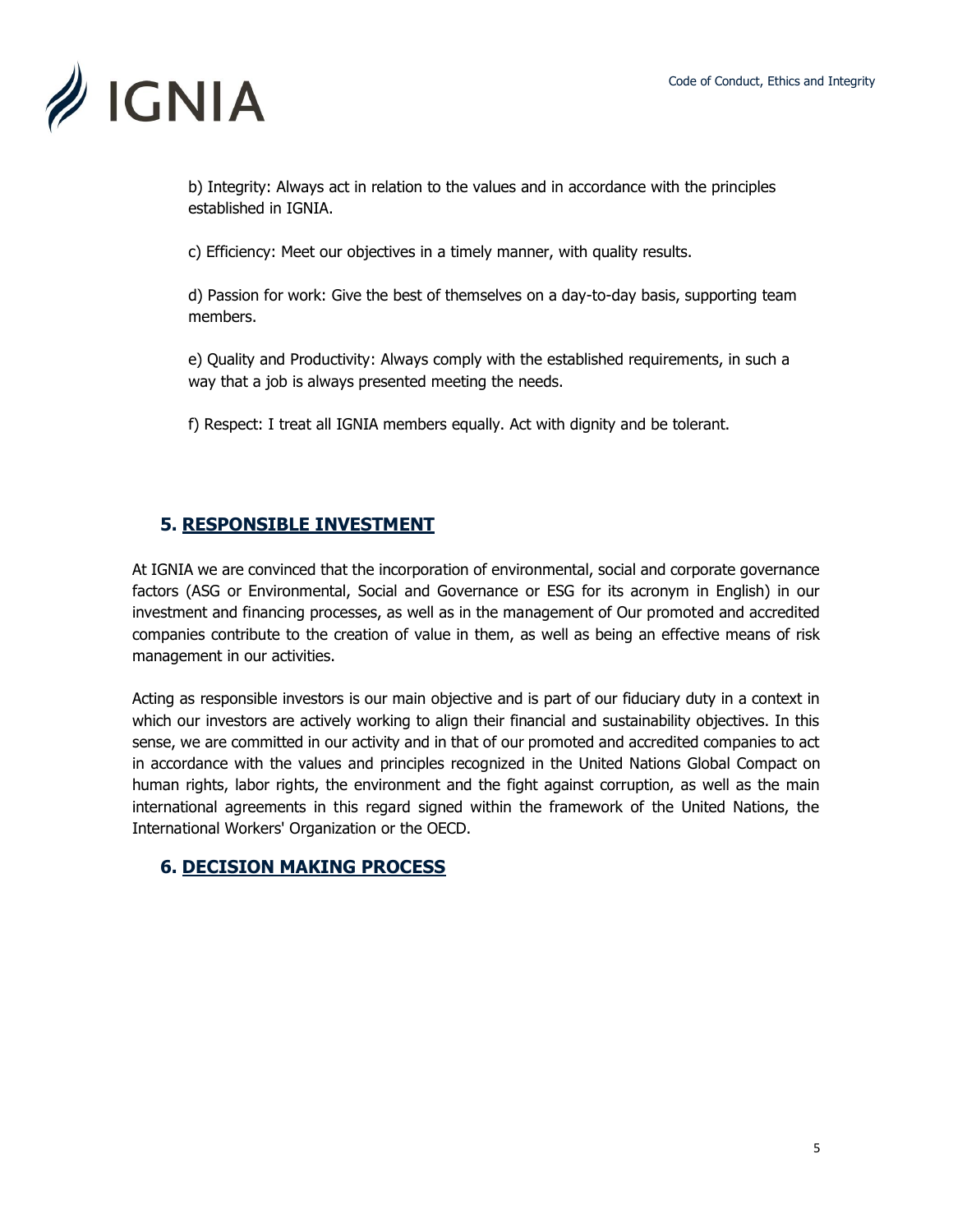b) Integrity: Always act in relation to the values and in accordance with the principles established in IGNIA.

c) Efficiency: Meet our objectives in a timely manner, with quality results.

d) Passion for work: Give the best of themselves on a day-to-day basis, supporting team members.

e) Quality and Productivity: Always comply with the established requirements, in such a way that a job is always presented meeting the needs.

f) Respect: I treat all IGNIA members equally. Act with dignity and be tolerant.

## 5. RESPONSIBLE INVESTMENT

At IGNIA we are convinced that the incorporation of environmental, social and corporate governance factors (ASG or Environmental, Social and Governance or ESG for its acronym in English) in our investment and financing processes, as well as in the management of Our promoted and accredited companies contribute to the creation of value in them, as well as being an effective means of risk management in our activities.

Acting as responsible investors is our main objective and is part of our fiduciary duty in a context in which our investors are actively working to align their financial and sustainability objectives. In this sense, we are committed in our activity and in that of our promoted and accredited companies to act in accordance with the values and principles recognized in the United Nations Global Compact on human rights, labor rights, the environment and the fight against corruption, as well as the main international agreements in this regard signed within the framework of the United Nations, the International Workers' Organization or the OECD.

## 6. DECISION MAKING PROCESS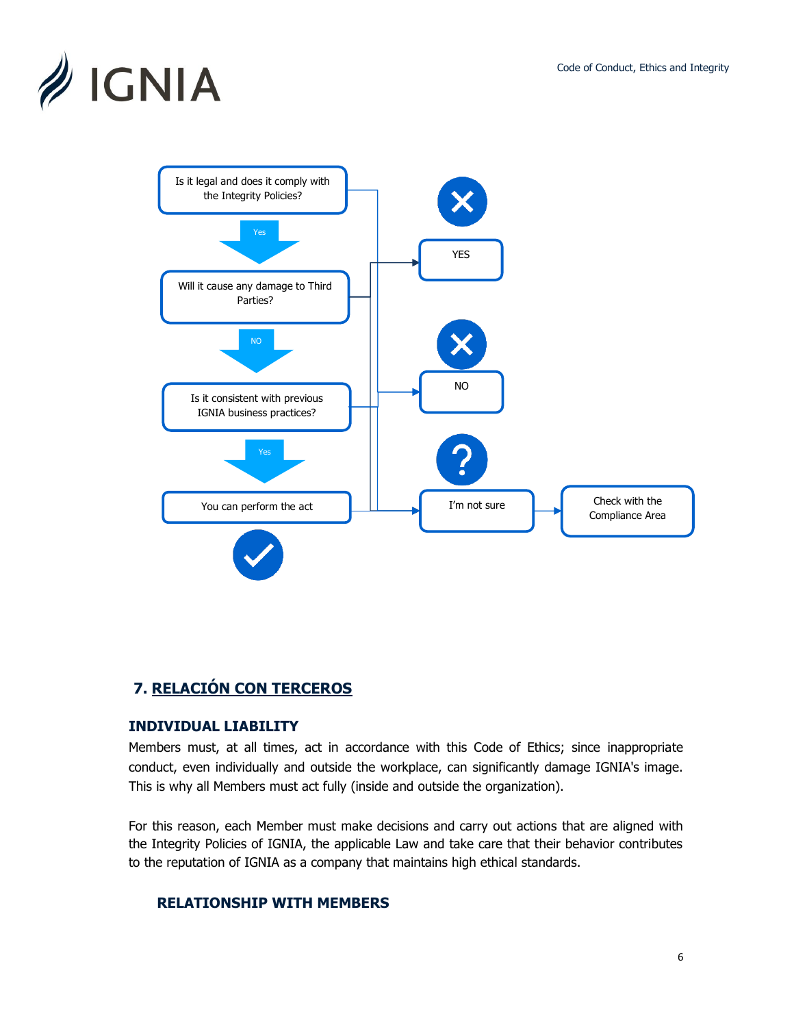Is it legal and does it comply with the Integrity Policies?

Yes

Will it cause any damage to Third Parties?

NO

Is it consistent with previous IGNIA business practices?

Yes

You can perform the act

YES

NO

I'm not sure

Check with the Compliance Area

## 7. RELACIÓN CON TERCEROS

### INDIVIDUAL LIABILITY

Members must, at all times, act in accordance with this Code of Ethics; since inappropriate conduct, even individually and outside the workplace, can significantly damage IGNIA's image. This is why all Members must act fully (inside and outside the organization).

For this reason, each Member must make decisions and carry out actions that are aligned with the Integrity Policies of IGNIA, the applicable Law and take care that their behavior contributes to the reputation of IGNIA as a company that maintains high ethical standards.

### RELATIONSHIP WITH MEMBERS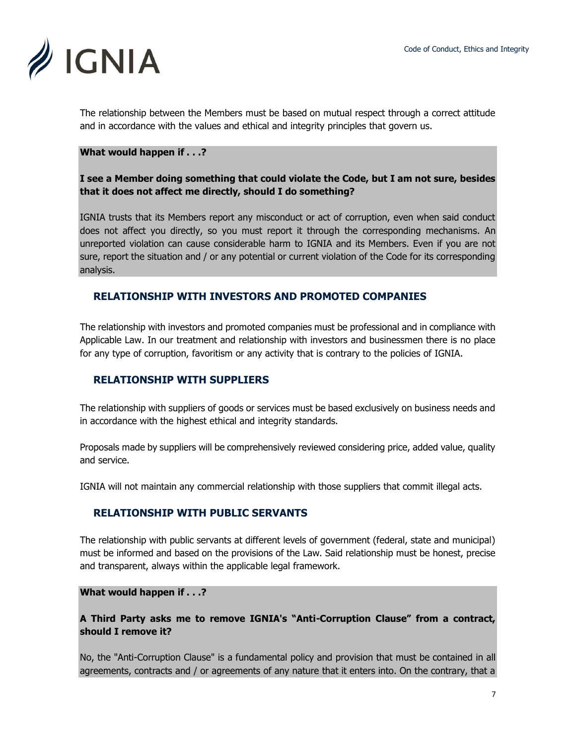The relationship between the Members must be based on mutual respect through a correct attitude and in accordance with the values and ethical and integrity principles that govern us.

**What would happen if . . .?**

**I see a Member doing something that could violate the Code, but I am not sure, besides that it does not affect me directly, should I do something?**

IGNIA trusts that its Members report any misconduct or act of corruption, even when said conduct does not affect you directly, so you must report it through the corresponding mechanisms. An unreported violation can cause considerable harm to IGNIA and its Members. Even if you are not sure, report the situation and / or any potential or current violation of the Code for its corresponding analysis.

## RELATIONSHIP WITH INVESTORS AND PROMOTED COMPANIES

The relationship with investors and promoted companies must be professional and in compliance with Applicable Law. In our treatment and relationship with investors and businessmen there is no place for any type of corruption, favoritism or any activity that is contrary to the policies of IGNIA.

## RELATIONSHIP WITH SUPPLIERS

The relationship with suppliers of goods or services must be based exclusively on business needs and in accordance with the highest ethical and integrity standards.

Proposals made by suppliers will be comprehensively reviewed considering price, added value, quality and service.

IGNIA will not maintain any commercial relationship with those suppliers that commit illegal acts.

## RELATIONSHIP WITH PUBLIC SERVANTS

The relationship with public servants at different levels of government (federal, state and municipal) must be informed and based on the provisions of the Law. Said relationship must be honest, precise and transparent, always within the applicable legal framework.

**What would happen if . . .?**

**A Third Party asks me to remove IGNIA's "Anti-Corruption Clause" from a contract, should I remove it?**

No, the "Anti-Corruption Clause" is a fundamental policy and provision that must be contained in all agreements, contracts and / or agreements of any nature that it enters into. On the contrary, that a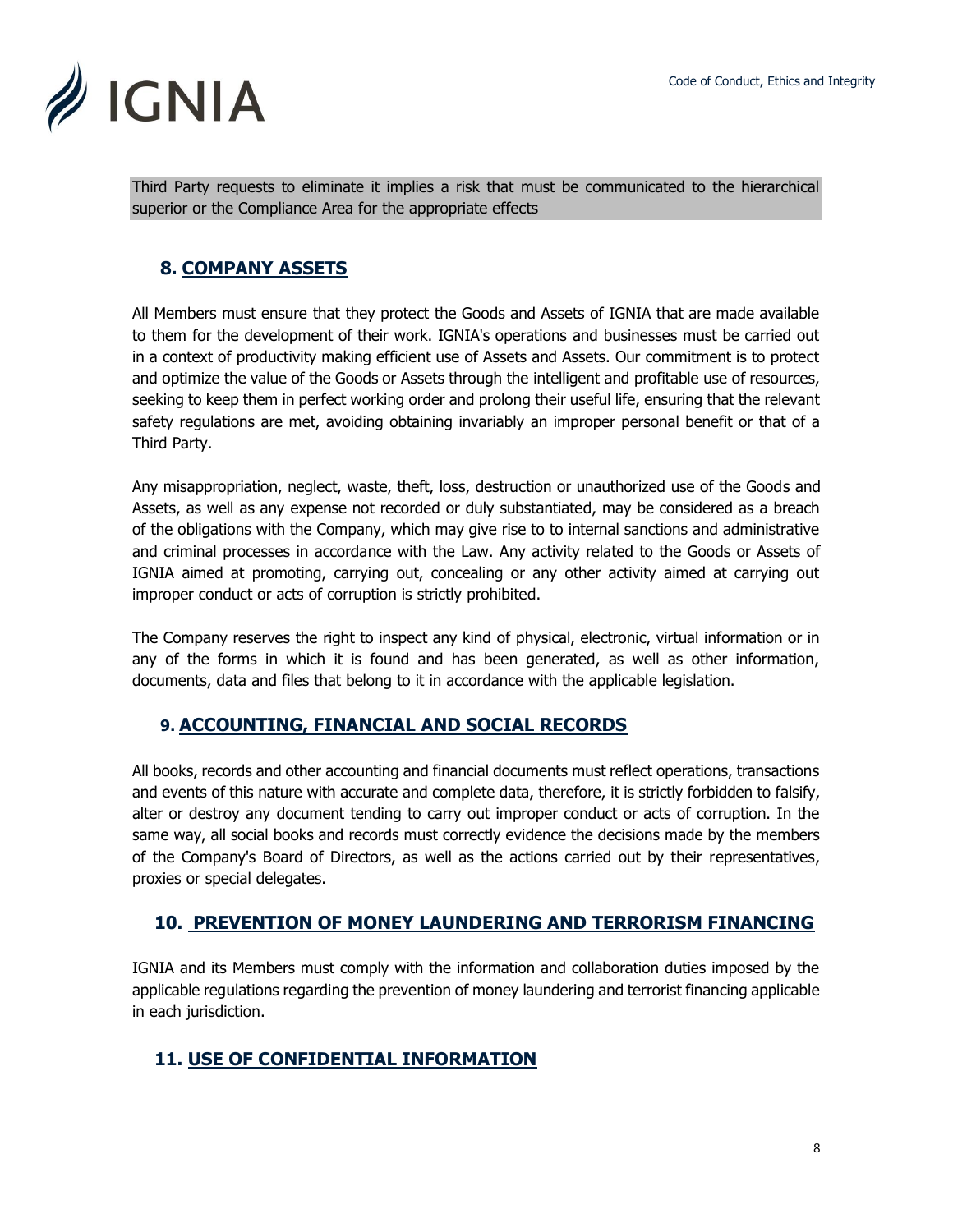Third Party requests to eliminate it implies a risk that must be communicated to the hierarchical superior or the Compliance Area for the appropriate effects

## 8. COMPANY ASSETS

All Members must ensure that they protect the Goods and Assets of IGNIA that are made available to them for the development of their work. IGNIA's operations and businesses must be carried out in a context of productivity making efficient use of Assets and Assets. Our commitment is to protect and optimize the value of the Goods or Assets through the intelligent and profitable use of resources, seeking to keep them in perfect working order and prolong their useful life, ensuring that the relevant safety regulations are met, avoiding obtaining invariably an improper personal benefit or that of a Third Party.

Any misappropriation, neglect, waste, theft, loss, destruction or unauthorized use of the Goods and Assets, as well as any expense not recorded or duly substantiated, may be considered as a breach of the obligations with the Company, which may give rise to to internal sanctions and administrative and criminal processes in accordance with the Law. Any activity related to the Goods or Assets of IGNIA aimed at promoting, carrying out, concealing or any other activity aimed at carrying out improper conduct or acts of corruption is strictly prohibited.

The Company reserves the right to inspect any kind of physical, electronic, virtual information or in any of the forms in which it is found and has been generated, as well as other information, documents, data and files that belong to it in accordance with the applicable legislation.

## 9. ACCOUNTING, FINANCIAL AND SOCIAL RECORDS

All books, records and other accounting and financial documents must reflect operations, transactions and events of this nature with accurate and complete data, therefore, it is strictly forbidden to falsify, alter or destroy any document tending to carry out improper conduct or acts of corruption. In the same way, all social books and records must correctly evidence the decisions made by the members of the Company's Board of Directors, as well as the actions carried out by their representatives, proxies or special delegates.

## 10. PREVENTION OF MONEY LAUNDERING AND TERRORISM FINANCING

IGNIA and its Members must comply with the information and collaboration duties imposed by the applicable regulations regarding the prevention of money laundering and terrorist financing applicable in each jurisdiction.

## 11. USE OF CONFIDENTIAL INFORMATION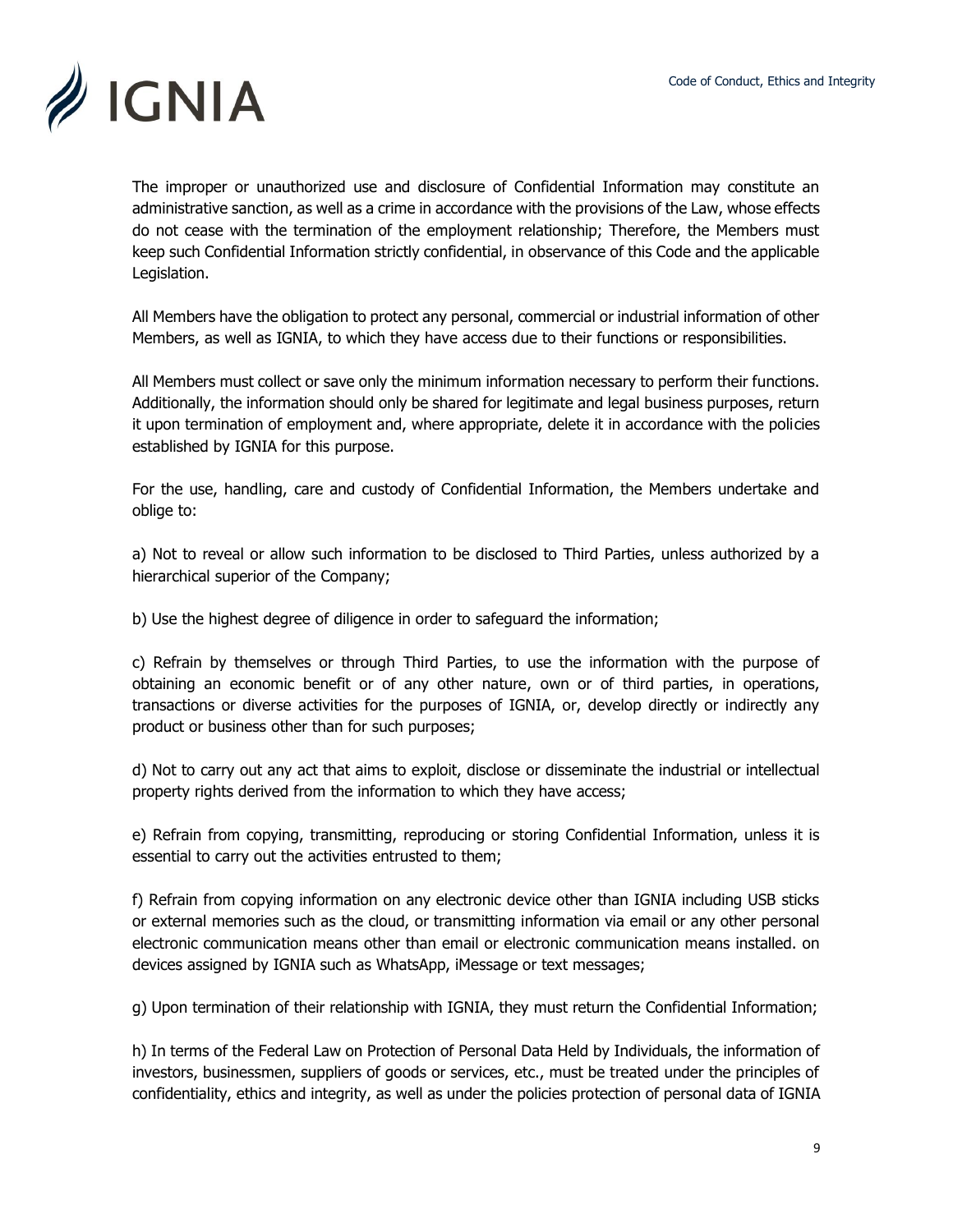The improper or unauthorized use and disclosure of Confidential Information may constitute an administrative sanction, as well as a crime in accordance with the provisions of the Law, whose effects do not cease with the termination of the employment relationship; Therefore, the Members must keep such Confidential Information strictly confidential, in observance of this Code and the applicable Legislation.

All Members have the obligation to protect any personal, commercial or industrial information of other Members, as well as IGNIA, to which they have access due to their functions or responsibilities.

All Members must collect or save only the minimum information necessary to perform their functions. Additionally, the information should only be shared for legitimate and legal business purposes, return it upon termination of employment and, where appropriate, delete it in accordance with the policies established by IGNIA for this purpose.

For the use, handling, care and custody of Confidential Information, the Members undertake and oblige to:

a) Not to reveal or allow such information to be disclosed to Third Parties, unless authorized by a hierarchical superior of the Company;

b) Use the highest degree of diligence in order to safeguard the information;

c) Refrain by themselves or through Third Parties, to use the information with the purpose of obtaining an economic benefit or of any other nature, own or of third parties, in operations, transactions or diverse activities for the purposes of IGNIA, or, develop directly or indirectly any product or business other than for such purposes;

d) Not to carry out any act that aims to exploit, disclose or disseminate the industrial or intellectual property rights derived from the information to which they have access;

e) Refrain from copying, transmitting, reproducing or storing Confidential Information, unless it is essential to carry out the activities entrusted to them;

f) Refrain from copying information on any electronic device other than IGNIA including USB sticks or external memories such as the cloud, or transmitting information via email or any other personal electronic communication means other than email or electronic communication means installed. on devices assigned by IGNIA such as WhatsApp, iMessage or text messages;

g) Upon termination of their relationship with IGNIA, they must return the Confidential Information;

h) In terms of the Federal Law on Protection of Personal Data Held by Individuals, the information of investors, businessmen, suppliers of goods or services, etc., must be treated under the principles of confidentiality, ethics and integrity, as well as under the policies protection of personal data of IGNIA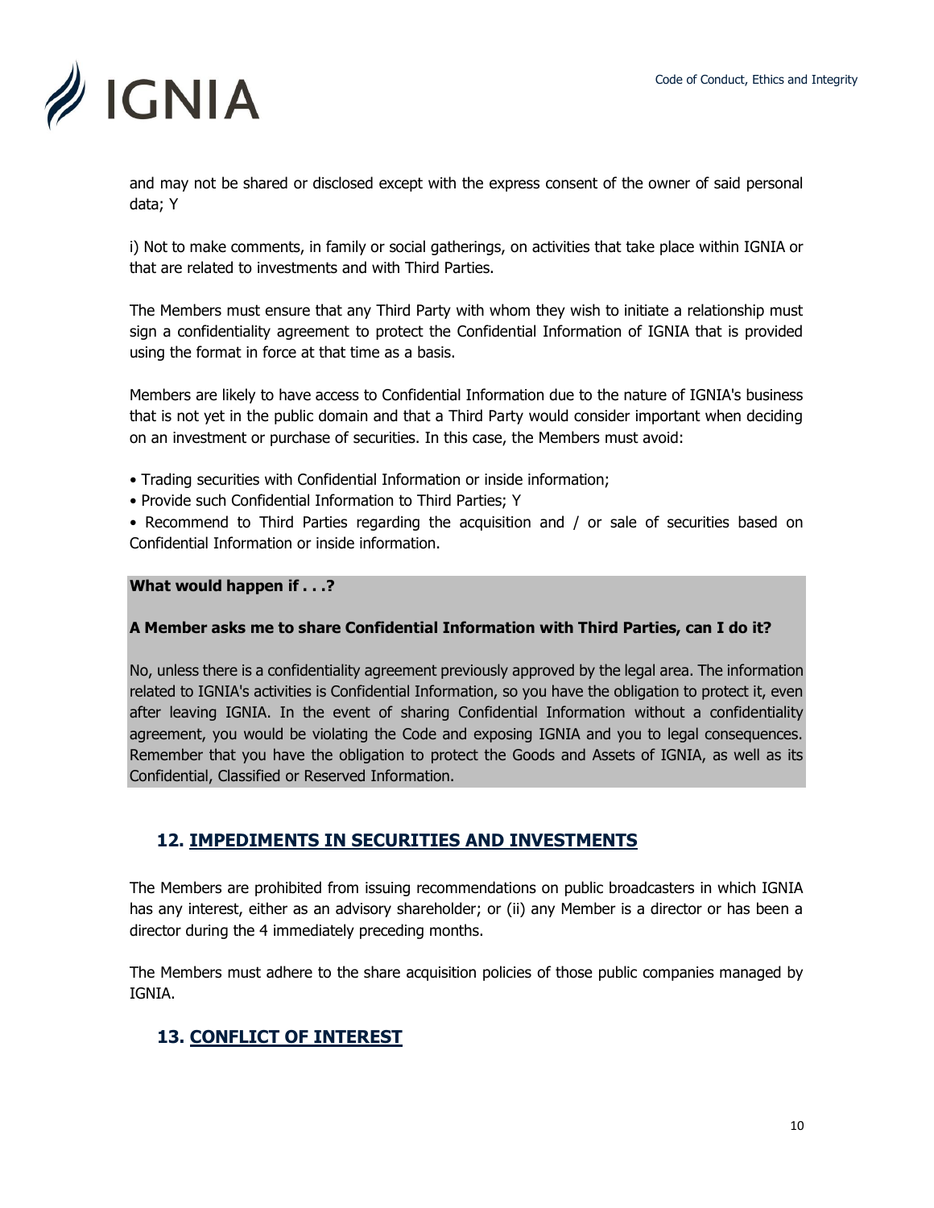and may not be shared or disclosed except with the express consent of the owner of said personal data; Y

i) Not to make comments, in family or social gatherings, on activities that take place within IGNIA or that are related to investments and with Third Parties.

The Members must ensure that any Third Party with whom they wish to initiate a relationship must sign a confidentiality agreement to protect the Confidential Information of IGNIA that is provided using the format in force at that time as a basis.

Members are likely to have access to Confidential Information due to the nature of IGNIA's business that is not yet in the public domain and that a Third Party would consider important when deciding on an investment or purchase of securities. In this case, the Members must avoid:

- Trading securities with Confidential Information or inside information;
- Provide such Confidential Information to Third Parties; Y
- Recommend to Third Parties regarding the acquisition and / or sale of securities based on Confidential Information or inside information.

**What would happen if . . .?**

**A Member asks me to share Confidential Information with Third Parties, can I do it?**

No, unless there is a confidentiality agreement previously approved by the legal area. The information related to IGNIA's activities is Confidential Information, so you have the obligation to protect it, even after leaving IGNIA. In the event of sharing Confidential Information without a confidentiality agreement, you would be violating the Code and exposing IGNIA and you to legal consequences. Remember that you have the obligation to protect the Goods and Assets of IGNIA, as well as its Confidential, Classified or Reserved Information.

## 12. IMPEDIMENTS IN SECURITIES AND INVESTMENTS

The Members are prohibited from issuing recommendations on public broadcasters in which IGNIA has any interest, either as an advisory shareholder; or (ii) any Member is a director or has been a director during the 4 immediately preceding months.

The Members must adhere to the share acquisition policies of those public companies managed by IGNIA.

## 13. CONFLICT OF INTEREST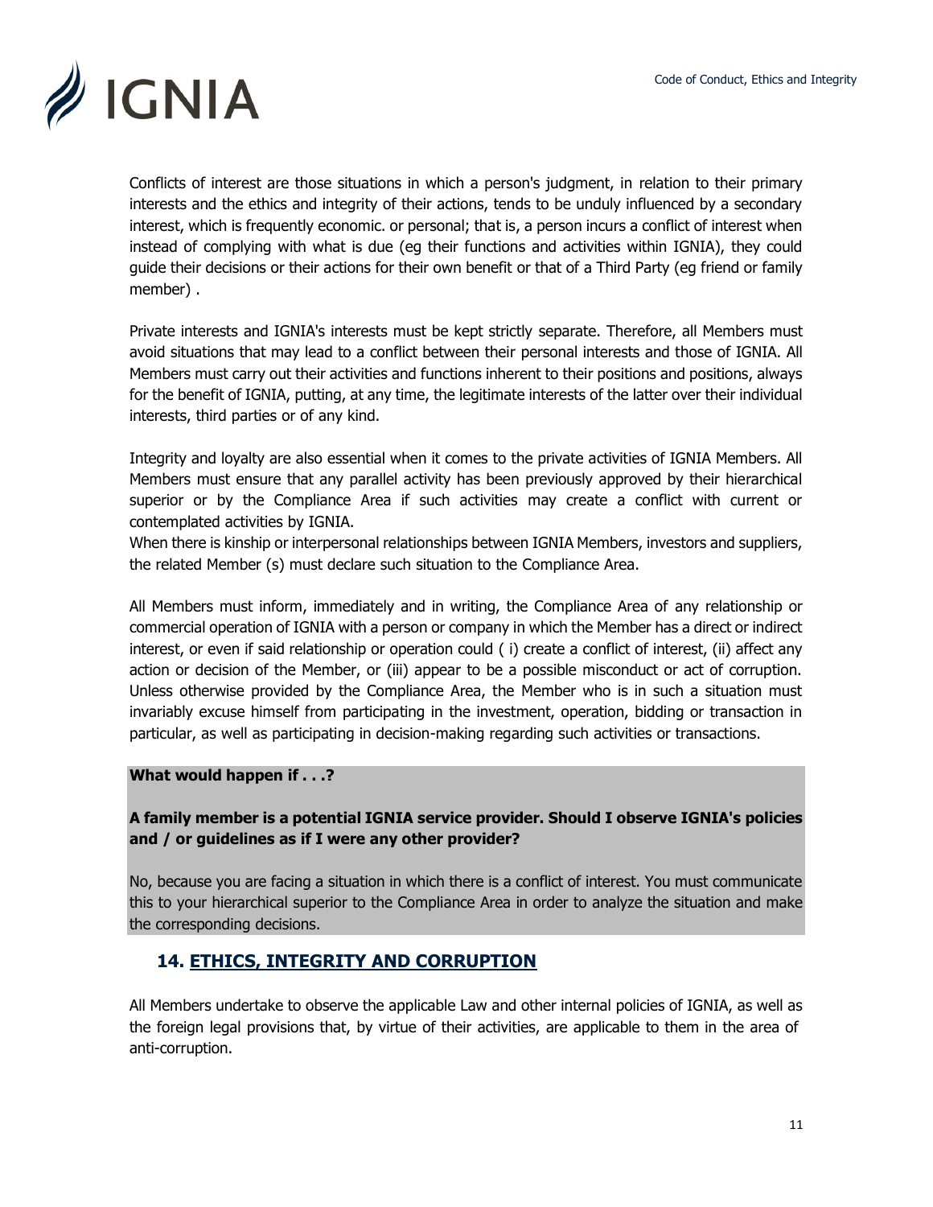Conflicts of interest are those situations in which a person's judgment, in relation to their primary interests and the ethics and integrity of their actions, tends to be unduly influenced by a secondary interest, which is frequently economic. or personal; that is, a person incurs a conflict of interest when instead of complying with what is due (eg their functions and activities within IGNIA), they could guide their decisions or their actions for their own benefit or that of a Third Party (eg friend or family member) .

Private interests and IGNIA's interests must be kept strictly separate. Therefore, all Members must avoid situations that may lead to a conflict between their personal interests and those of IGNIA. All Members must carry out their activities and functions inherent to their positions and positions, always for the benefit of IGNIA, putting, at any time, the legitimate interests of the latter over their individual interests, third parties or of any kind.

Integrity and loyalty are also essential when it comes to the private activities of IGNIA Members. All Members must ensure that any parallel activity has been previously approved by their hierarchical superior or by the Compliance Area if such activities may create a conflict with current or contemplated activities by IGNIA.
When there is kinship or interpersonal relationships between IGNIA Members, investors and suppliers, the related Member (s) must declare such situation to the Compliance Area.

All Members must inform, immediately and in writing, the Compliance Area of any relationship or commercial operation of IGNIA with a person or company in which the Member has a direct or indirect interest, or even if said relationship or operation could ( i) create a conflict of interest, (ii) affect any action or decision of the Member, or (iii) appear to be a possible misconduct or act of corruption. Unless otherwise provided by the Compliance Area, the Member who is in such a situation must invariably excuse himself from participating in the investment, operation, bidding or transaction in particular, as well as participating in decision-making regarding such activities or transactions.

**What would happen if . . .?**

**A family member is a potential IGNIA service provider. Should I observe IGNIA's policies and / or guidelines as if I were any other provider?**

No, because you are facing a situation in which there is a conflict of interest. You must communicate this to your hierarchical superior to the Compliance Area in order to analyze the situation and make the corresponding decisions.

## 14. ETHICS, INTEGRITY AND CORRUPTION

All Members undertake to observe the applicable Law and other internal policies of IGNIA, as well as the foreign legal provisions that, by virtue of their activities, are applicable to them in the area of anti-corruption.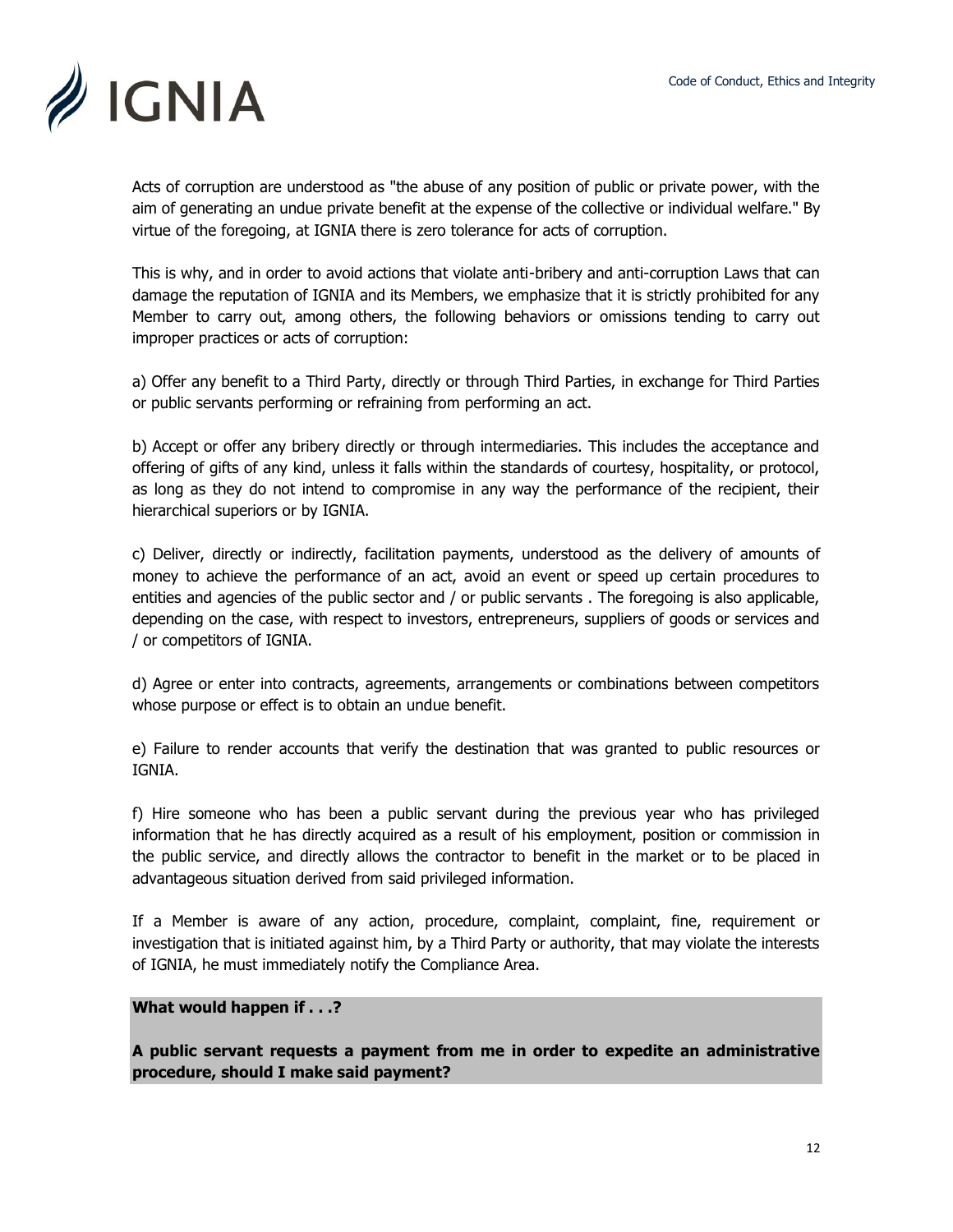Acts of corruption are understood as "the abuse of any position of public or private power, with the aim of generating an undue private benefit at the expense of the collective or individual welfare." By virtue of the foregoing, at IGNIA there is zero tolerance for acts of corruption.

This is why, and in order to avoid actions that violate anti-bribery and anti-corruption Laws that can damage the reputation of IGNIA and its Members, we emphasize that it is strictly prohibited for any Member to carry out, among others, the following behaviors or omissions tending to carry out improper practices or acts of corruption:

a) Offer any benefit to a Third Party, directly or through Third Parties, in exchange for Third Parties or public servants performing or refraining from performing an act.

b) Accept or offer any bribery directly or through intermediaries. This includes the acceptance and offering of gifts of any kind, unless it falls within the standards of courtesy, hospitality, or protocol, as long as they do not intend to compromise in any way the performance of the recipient, their hierarchical superiors or by IGNIA.

c) Deliver, directly or indirectly, facilitation payments, understood as the delivery of amounts of money to achieve the performance of an act, avoid an event or speed up certain procedures to entities and agencies of the public sector and / or public servants . The foregoing is also applicable, depending on the case, with respect to investors, entrepreneurs, suppliers of goods or services and / or competitors of IGNIA.

d) Agree or enter into contracts, agreements, arrangements or combinations between competitors whose purpose or effect is to obtain an undue benefit.

e) Failure to render accounts that verify the destination that was granted to public resources or IGNIA.

f) Hire someone who has been a public servant during the previous year who has privileged information that he has directly acquired as a result of his employment, position or commission in the public service, and directly allows the contractor to benefit in the market or to be placed in advantageous situation derived from said privileged information.

If a Member is aware of any action, procedure, complaint, complaint, fine, requirement or investigation that is initiated against him, by a Third Party or authority, that may violate the interests of IGNIA, he must immediately notify the Compliance Area.

**What would happen if . . .?**

**A public servant requests a payment from me in order to expedite an administrative procedure, should I make said payment?**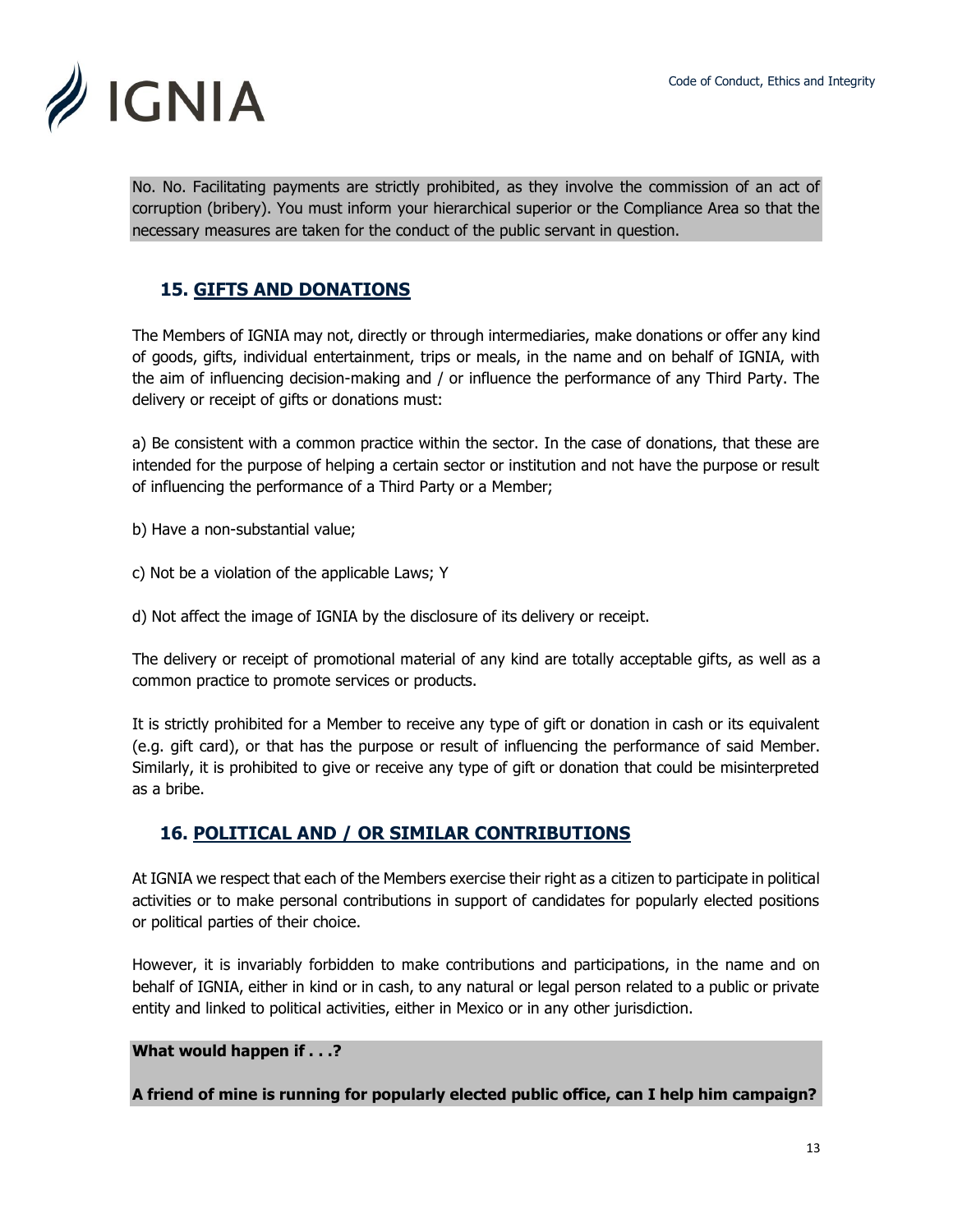No. No. Facilitating payments are strictly prohibited, as they involve the commission of an act of corruption (bribery). You must inform your hierarchical superior or the Compliance Area so that the necessary measures are taken for the conduct of the public servant in question.

## 15. GIFTS AND DONATIONS

The Members of IGNIA may not, directly or through intermediaries, make donations or offer any kind of goods, gifts, individual entertainment, trips or meals, in the name and on behalf of IGNIA, with the aim of influencing decision-making and / or influence the performance of any Third Party. The delivery or receipt of gifts or donations must:

a) Be consistent with a common practice within the sector. In the case of donations, that these are intended for the purpose of helping a certain sector or institution and not have the purpose or result of influencing the performance of a Third Party or a Member;

b) Have a non-substantial value;

c) Not be a violation of the applicable Laws; Y

d) Not affect the image of IGNIA by the disclosure of its delivery or receipt.

The delivery or receipt of promotional material of any kind are totally acceptable gifts, as well as a common practice to promote services or products.

It is strictly prohibited for a Member to receive any type of gift or donation in cash or its equivalent (e.g. gift card), or that has the purpose or result of influencing the performance of said Member. Similarly, it is prohibited to give or receive any type of gift or donation that could be misinterpreted as a bribe.

## 16. POLITICAL AND / OR SIMILAR CONTRIBUTIONS

At IGNIA we respect that each of the Members exercise their right as a citizen to participate in political activities or to make personal contributions in support of candidates for popularly elected positions or political parties of their choice.

However, it is invariably forbidden to make contributions and participations, in the name and on behalf of IGNIA, either in kind or in cash, to any natural or legal person related to a public or private entity and linked to political activities, either in Mexico or in any other jurisdiction.

**What would happen if . . .?**

**A friend of mine is running for popularly elected public office, can I help him campaign?**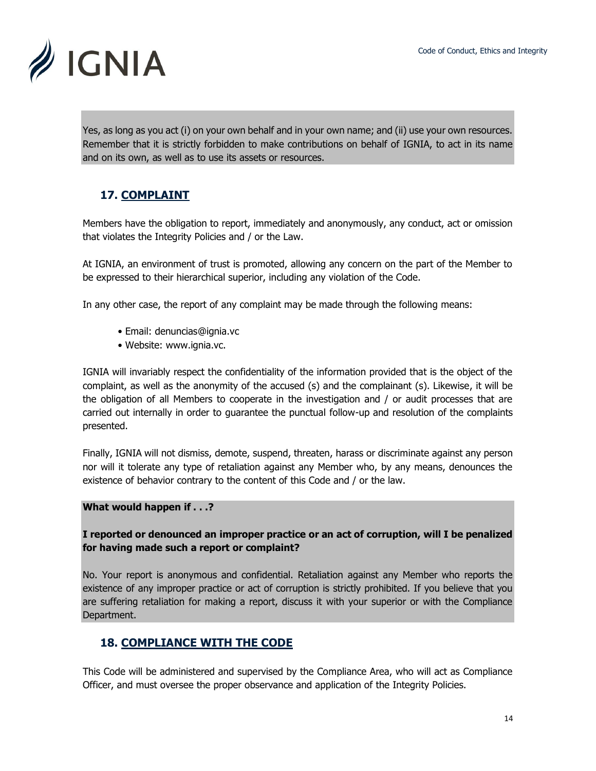Yes, as long as you act (i) on your own behalf and in your own name; and (ii) use your own resources. Remember that it is strictly forbidden to make contributions on behalf of IGNIA, to act in its name and on its own, as well as to use its assets or resources.

## 17. COMPLAINT

Members have the obligation to report, immediately and anonymously, any conduct, act or omission that violates the Integrity Policies and / or the Law.

At IGNIA, an environment of trust is promoted, allowing any concern on the part of the Member to be expressed to their hierarchical superior, including any violation of the Code.

In any other case, the report of any complaint may be made through the following means:

- Email: denuncias@ignia.vc
- Website: www.ignia.vc.

IGNIA will invariably respect the confidentiality of the information provided that is the object of the complaint, as well as the anonymity of the accused (s) and the complainant (s). Likewise, it will be the obligation of all Members to cooperate in the investigation and / or audit processes that are carried out internally in order to guarantee the punctual follow-up and resolution of the complaints presented.

Finally, IGNIA will not dismiss, demote, suspend, threaten, harass or discriminate against any person nor will it tolerate any type of retaliation against any Member who, by any means, denounces the existence of behavior contrary to the content of this Code and / or the law.

**What would happen if . . .?**

**I reported or denounced an improper practice or an act of corruption, will I be penalized for having made such a report or complaint?**

No. Your report is anonymous and confidential. Retaliation against any Member who reports the existence of any improper practice or act of corruption is strictly prohibited. If you believe that you are suffering retaliation for making a report, discuss it with your superior or with the Compliance Department.

## 18. COMPLIANCE WITH THE CODE

This Code will be administered and supervised by the Compliance Area, who will act as Compliance Officer, and must oversee the proper observance and application of the Integrity Policies.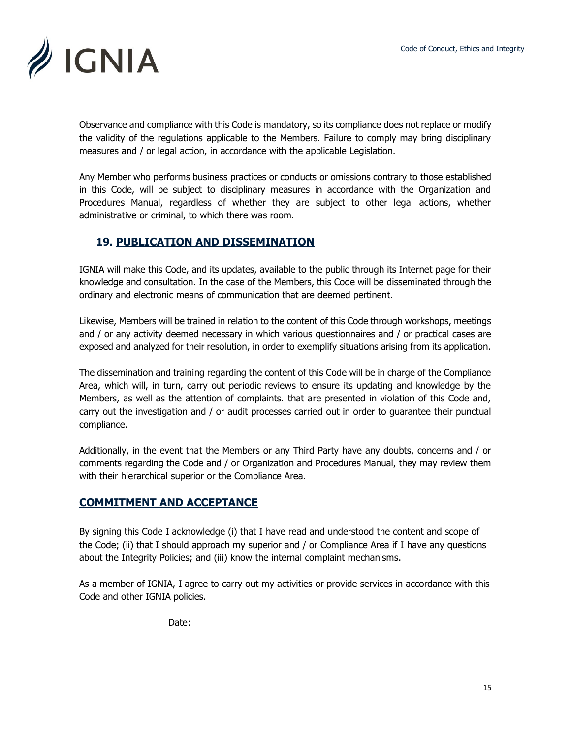Observance and compliance with this Code is mandatory, so its compliance does not replace or modify the validity of the regulations applicable to the Members. Failure to comply may bring disciplinary measures and / or legal action, in accordance with the applicable Legislation.

Any Member who performs business practices or conducts or omissions contrary to those established in this Code, will be subject to disciplinary measures in accordance with the Organization and Procedures Manual, regardless of whether they are subject to other legal actions, whether administrative or criminal, to which there was room.

## 19. PUBLICATION AND DISSEMINATION

IGNIA will make this Code, and its updates, available to the public through its Internet page for their knowledge and consultation. In the case of the Members, this Code will be disseminated through the ordinary and electronic means of communication that are deemed pertinent.

Likewise, Members will be trained in relation to the content of this Code through workshops, meetings and / or any activity deemed necessary in which various questionnaires and / or practical cases are exposed and analyzed for their resolution, in order to exemplify situations arising from its application.

The dissemination and training regarding the content of this Code will be in charge of the Compliance Area, which will, in turn, carry out periodic reviews to ensure its updating and knowledge by the Members, as well as the attention of complaints. that are presented in violation of this Code and, carry out the investigation and / or audit processes carried out in order to guarantee their punctual compliance.

Additionally, in the event that the Members or any Third Party have any doubts, concerns and / or comments regarding the Code and / or Organization and Procedures Manual, they may review them with their hierarchical superior or the Compliance Area.

## COMMITMENT AND ACCEPTANCE

By signing this Code I acknowledge (i) that I have read and understood the content and scope of the Code; (ii) that I should approach my superior and / or Compliance Area if I have any questions about the Integrity Policies; and (iii) know the internal complaint mechanisms.

As a member of IGNIA, I agree to carry out my activities or provide services in accordance with this Code and other IGNIA policies.

Date: ________________________________

________________________________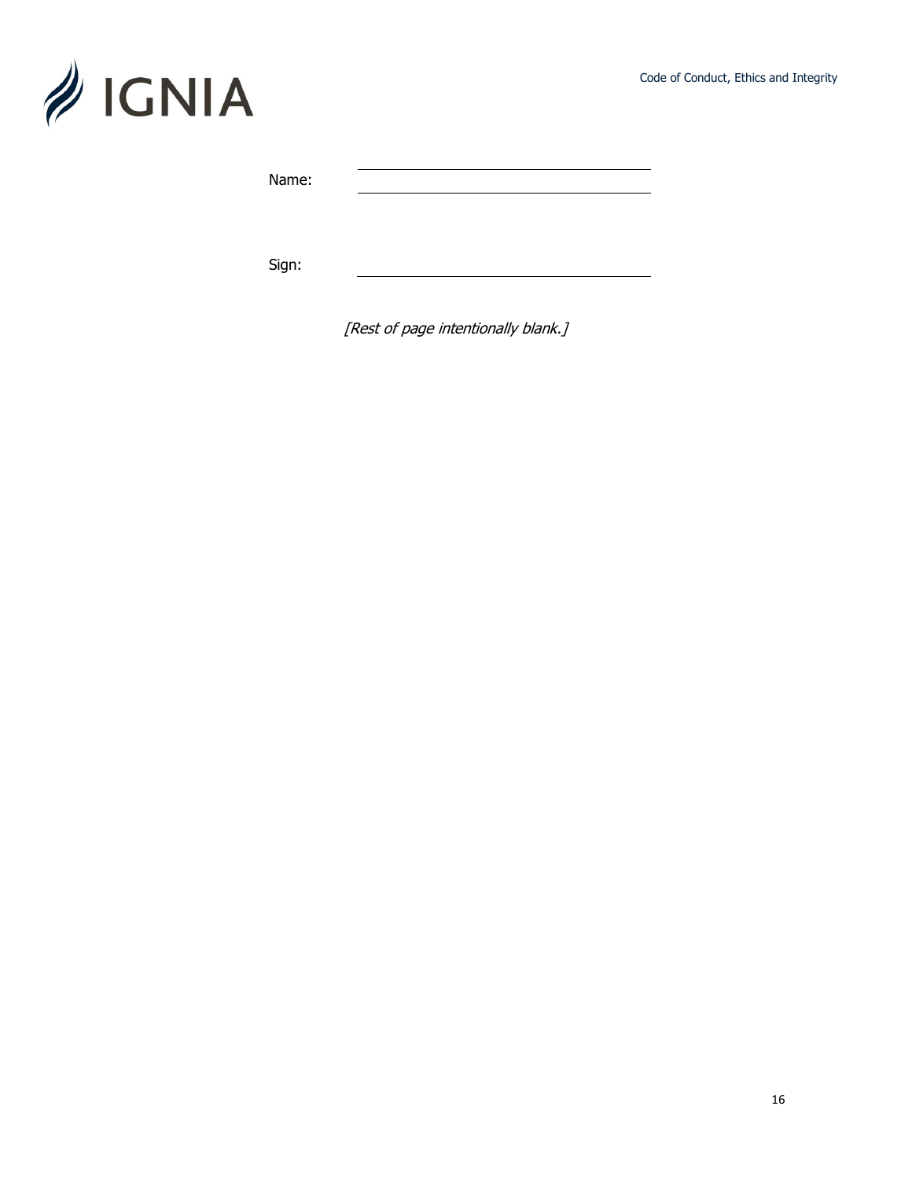Name: ______________________________

Sign: ______________________________

*[Rest of page intentionally blank.]*